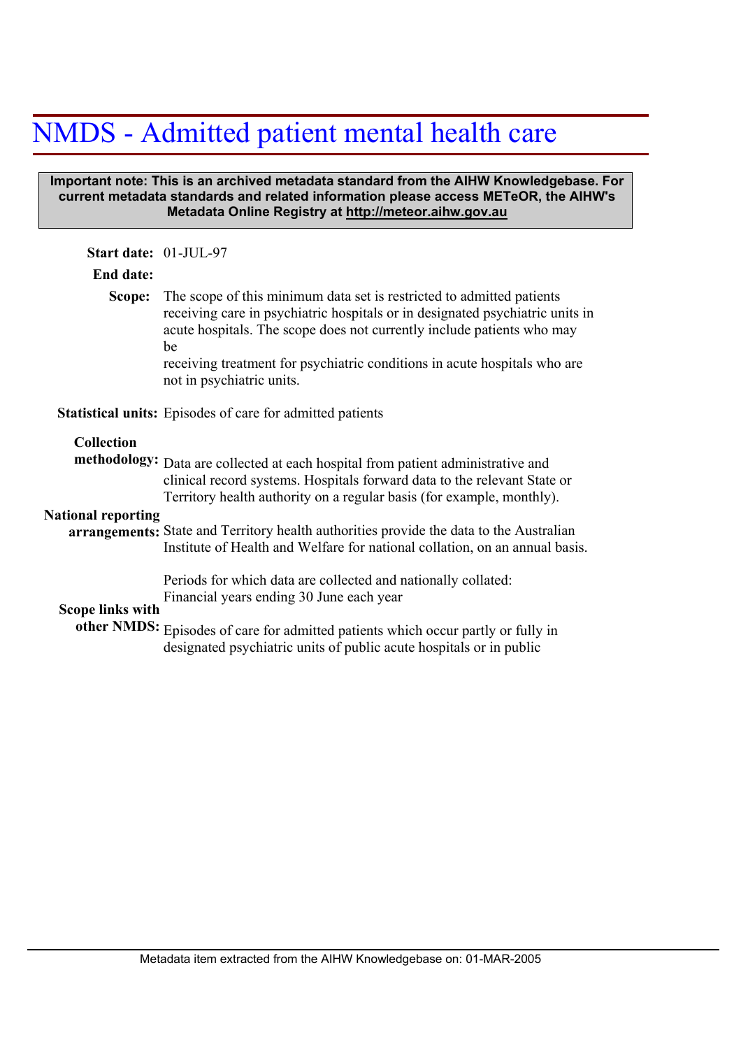# NMDS - Admitted patient mental health care

**Important note: This is an archived metadata standard from the AIHW Knowledgebase. For current metadata standards and related information please access METeOR, the AIHW's Metadata Online Registry at http://meteor.aihw.gov.au**

**Start date:** 01-JUL-97

**End date:**

**Scope:** The scope of this minimum data set is restricted to admitted patients receiving care in psychiatric hospitals or in designated psychiatric units in acute hospitals. The scope does not currently include patients who may be
receiving treatment for psychiatric conditions in acute hospitals who are not in psychiatric units.

**Statistical units:** Episodes of care for admitted patients

**Collection methodology:** Data are collected at each hospital from patient administrative and clinical record systems. Hospitals forward data to the relevant State or Territory health authority on a regular basis (for example, monthly).

**National reporting arrangements:** State and Territory health authorities provide the data to the Australian Institute of Health and Welfare for national collation, on an annual basis.

Periods for which data are collected and nationally collated: Financial years ending 30 June each year

**Scope links with other NMDS:** Episodes of care for admitted patients which occur partly or fully in designated psychiatric units of public acute hospitals or in public

Metadata item extracted from the AIHW Knowledgebase on: 01-MAR-2005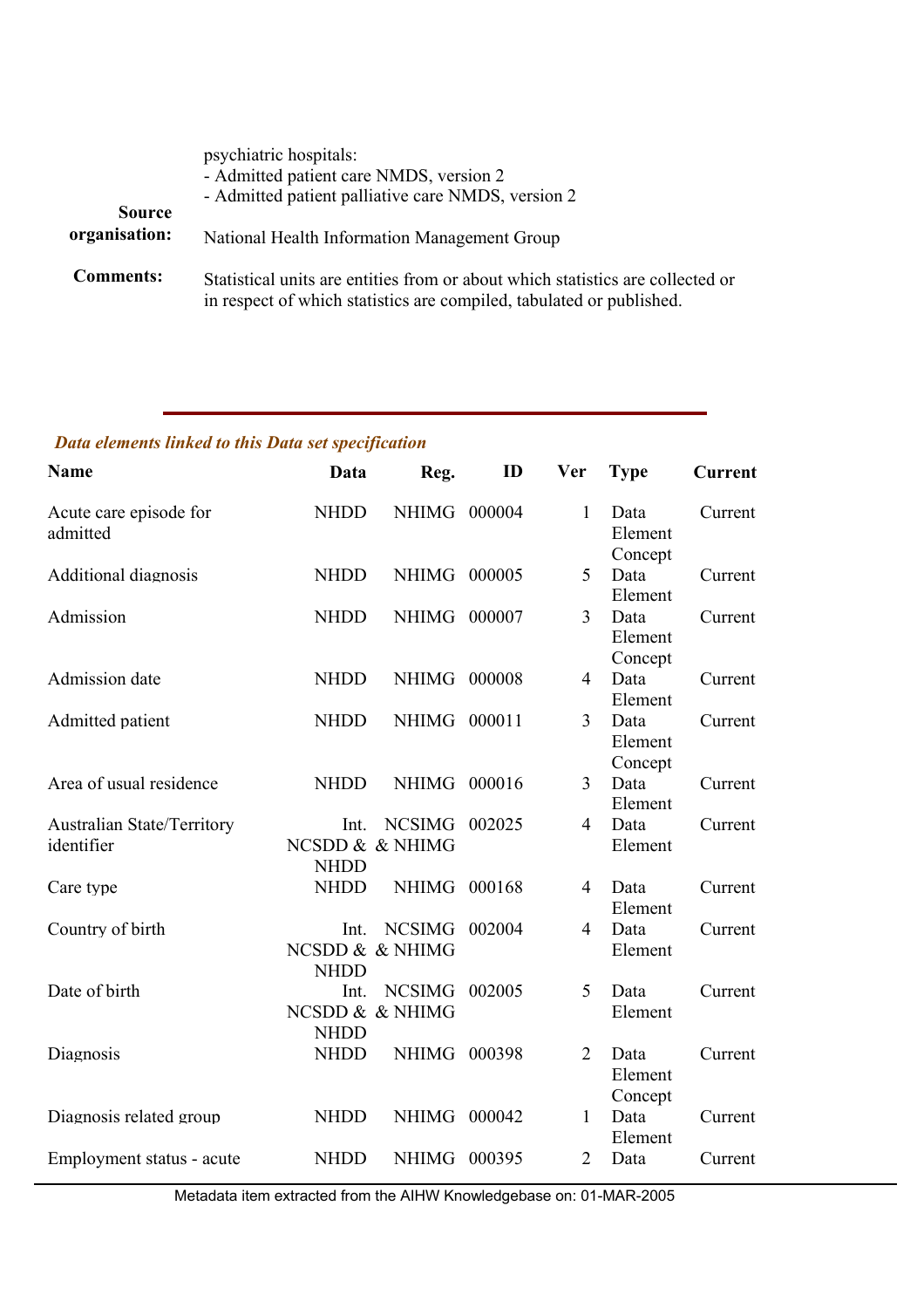psychiatric hospitals:
- Admitted patient care NMDS, version 2
- Admitted patient palliative care NMDS, version 2

**Source organisation:** National Health Information Management Group

**Comments:** Statistical units are entities from or about which statistics are collected or in respect of which statistics are compiled, tabulated or published.

---

***Data elements linked to this Data set specification***

| Name | Data | Reg. | ID | Ver | Type | Current |
|---|---|---|---|---|---|---|
| Acute care episode for admitted | NHDD | NHIMG | 000004 | 1 | Data Element Concept | Current |
| Additional diagnosis | NHDD | NHIMG | 000005 | 5 | Data Element | Current |
| Admission | NHDD | NHIMG | 000007 | 3 | Data Element Concept | Current |
| Admission date | NHDD | NHIMG | 000008 | 4 | Data Element | Current |
| Admitted patient | NHDD | NHIMG | 000011 | 3 | Data Element Concept | Current |
| Area of usual residence | NHDD | NHIMG | 000016 | 3 | Data Element | Current |
| Australian State/Territory identifier | Int. NCSDD & NHDD | NCSIMG & NHIMG | 002025 | 4 | Data Element | Current |
| Care type | NHDD | NHIMG | 000168 | 4 | Data Element | Current |
| Country of birth | Int. NCSDD & NHDD | NCSIMG & NHIMG | 002004 | 4 | Data Element | Current |
| Date of birth | Int. NCSDD & NHDD | NCSIMG & NHIMG | 002005 | 5 | Data Element | Current |
| Diagnosis | NHDD | NHIMG | 000398 | 2 | Data Element Concept | Current |
| Diagnosis related group | NHDD | NHIMG | 000042 | 1 | Data Element | Current |
| Employment status - acute | NHDD | NHIMG | 000395 | 2 | Data | Current |

Metadata item extracted from the AIHW Knowledgebase on: 01-MAR-2005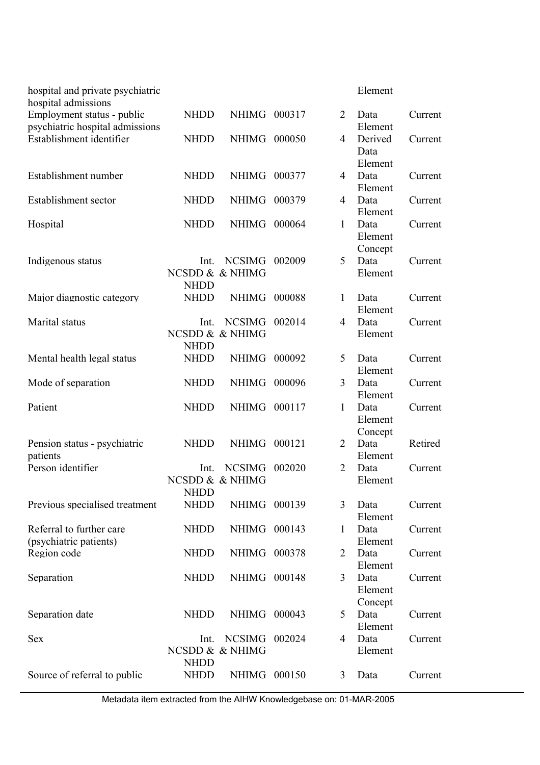| | | | | | | |
|---|---|---|---|---|---|---|
| hospital and private psychiatric hospital admissions | | | | | Element | |
| Employment status - public psychiatric hospital admissions | NHDD | NHIMG | 000317 | 2 | Data Element | Current |
| Establishment identifier | NHDD | NHIMG | 000050 | 4 | Derived Data Element | Current |
| Establishment number | NHDD | NHIMG | 000377 | 4 | Data Element | Current |
| Establishment sector | NHDD | NHIMG | 000379 | 4 | Data Element | Current |
| Hospital | NHDD | NHIMG | 000064 | 1 | Data Element Concept | Current |
| Indigenous status | Int. NCSDD & NHDD | NCSIMG & NHIMG | 002009 | 5 | Data Element | Current |
| Major diagnostic category | NHDD | NHIMG | 000088 | 1 | Data Element | Current |
| Marital status | Int. NCSDD & NHDD | NCSIMG & NHIMG | 002014 | 4 | Data Element | Current |
| Mental health legal status | NHDD | NHIMG | 000092 | 5 | Data Element | Current |
| Mode of separation | NHDD | NHIMG | 000096 | 3 | Data Element | Current |
| Patient | NHDD | NHIMG | 000117 | 1 | Data Element Concept | Current |
| Pension status - psychiatric patients | NHDD | NHIMG | 000121 | 2 | Data Element | Retired |
| Person identifier | Int. NCSDD & NHDD | NCSIMG & NHIMG | 002020 | 2 | Data Element | Current |
| Previous specialised treatment | NHDD | NHIMG | 000139 | 3 | Data Element | Current |
| Referral to further care (psychiatric patients) | NHDD | NHIMG | 000143 | 1 | Data Element | Current |
| Region code | NHDD | NHIMG | 000378 | 2 | Data Element | Current |
| Separation | NHDD | NHIMG | 000148 | 3 | Data Element Concept | Current |
| Separation date | NHDD | NHIMG | 000043 | 5 | Data Element | Current |
| Sex | Int. NCSDD & NHDD | NCSIMG & NHIMG | 002024 | 4 | Data Element | Current |
| Source of referral to public | NHDD | NHIMG | 000150 | 3 | Data | Current |

Metadata item extracted from the AIHW Knowledgebase on: 01-MAR-2005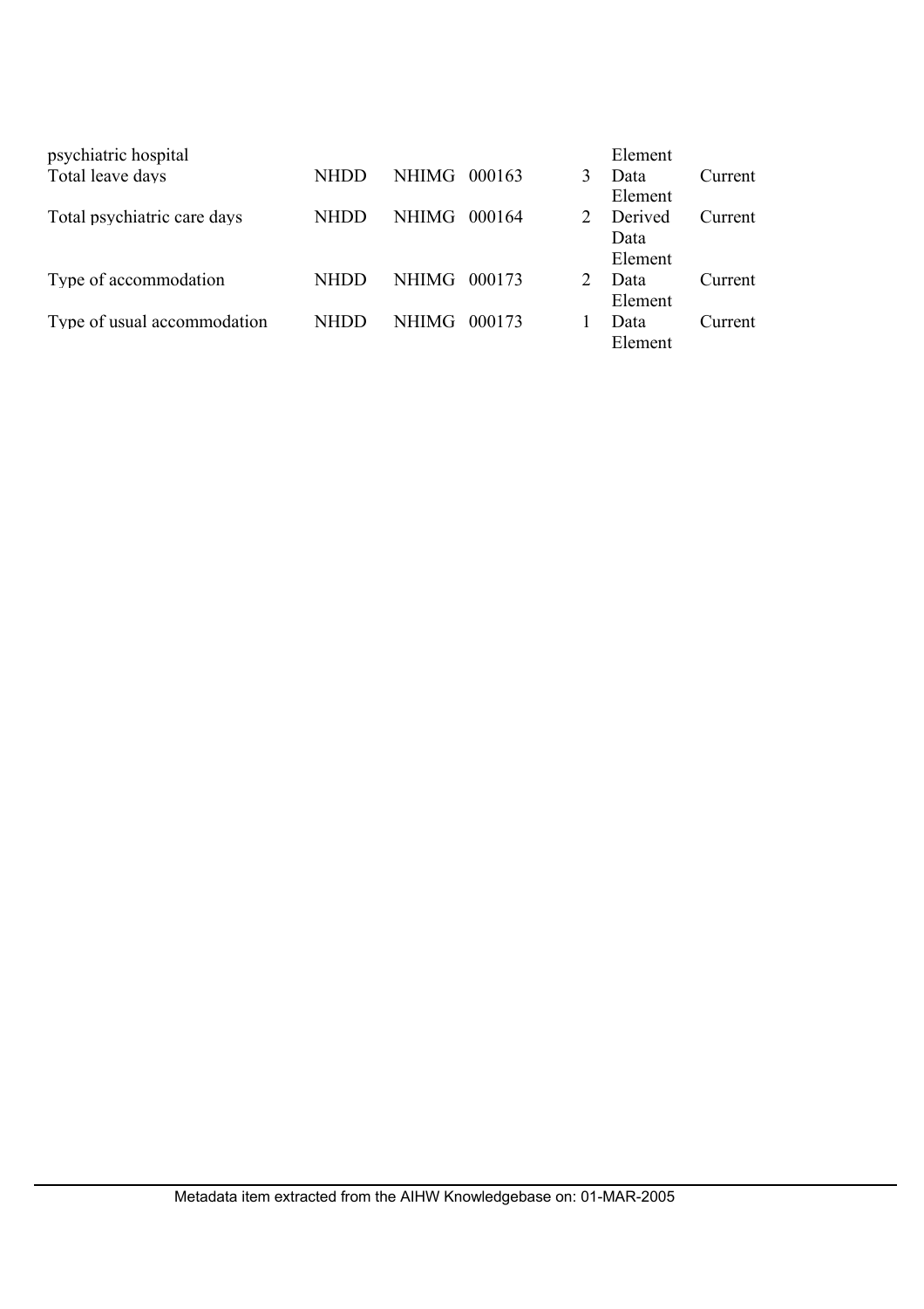| | | | | | | |
|---|---|---|---|---|---|---|
| psychiatric hospital | | | | | Element | |
| Total leave days | NHDD | NHIMG | 000163 | 3 | Data Element | Current |
| Total psychiatric care days | NHDD | NHIMG | 000164 | 2 | Derived Data Element | Current |
| Type of accommodation | NHDD | NHIMG | 000173 | 2 | Data Element | Current |
| Type of usual accommodation | NHDD | NHIMG | 000173 | 1 | Data Element | Current |

Metadata item extracted from the AIHW Knowledgebase on: 01-MAR-2005